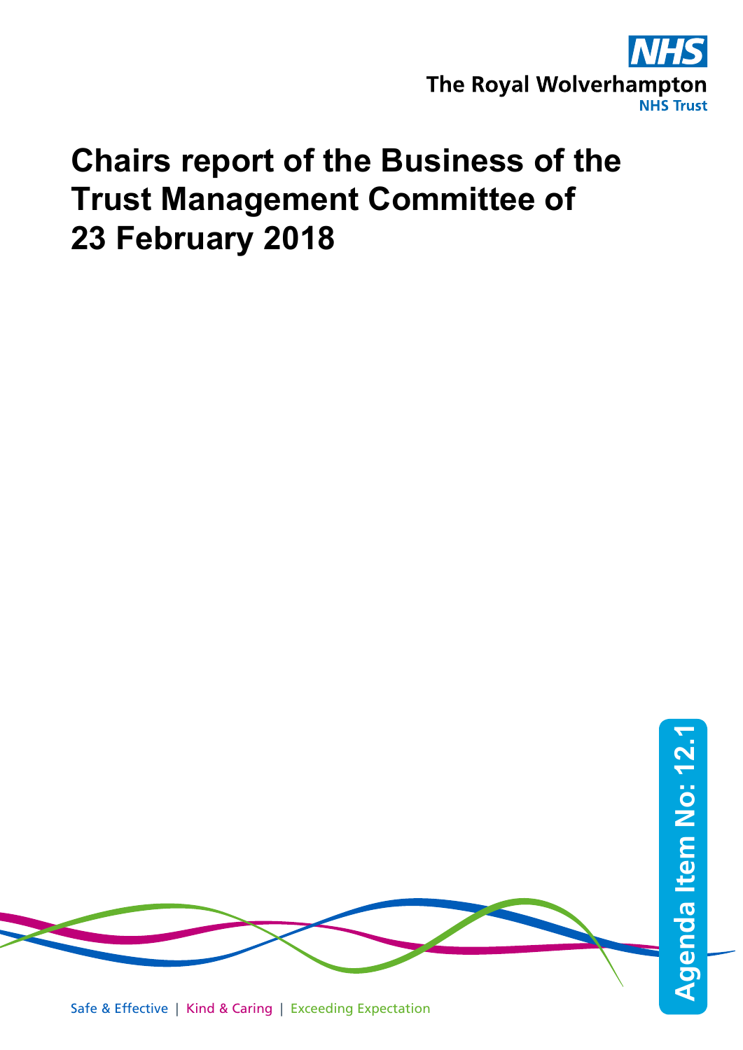The Royal Wolverhampton NHS Trust

# Chairs report of the Business of the Trust Management Committee of 23 February 2018

Agenda Item No: 12.1

Safe & Effective | Kind & Caring | Exceeding Expectation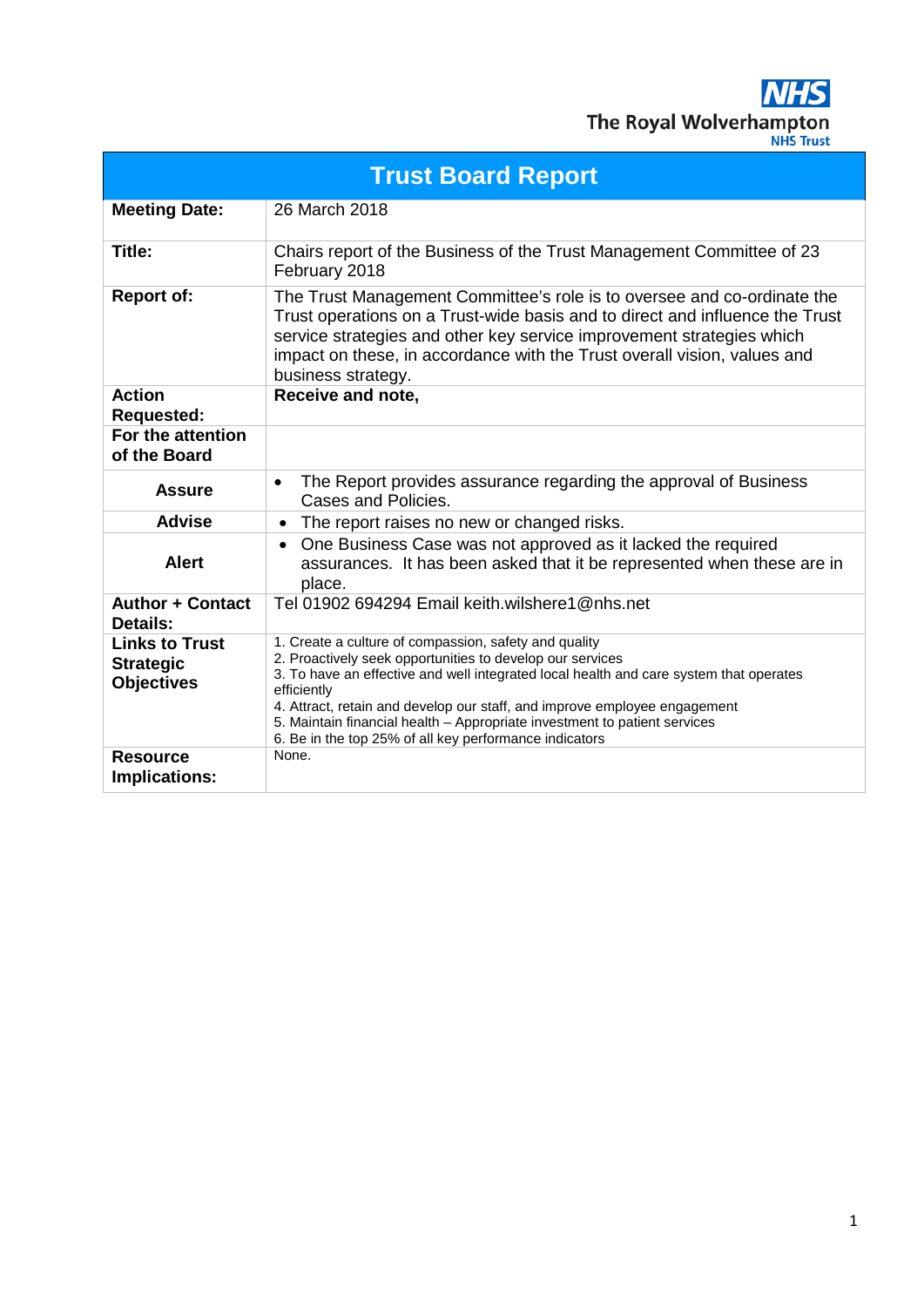The Royal Wolverhampton NHS Trust

# Trust Board Report

| | |
|---|---|
| **Meeting Date:** | 26 March 2018 |
| **Title:** | Chairs report of the Business of the Trust Management Committee of 23 February 2018 |
| **Report of:** | The Trust Management Committee's role is to oversee and co-ordinate the Trust operations on a Trust-wide basis and to direct and influence the Trust service strategies and other key service improvement strategies which impact on these, in accordance with the Trust overall vision, values and business strategy. |
| **Action Requested:** | **Receive and note,** |
| **For the attention of the Board** | |
| **Assure** | • The Report provides assurance regarding the approval of Business Cases and Policies. |
| **Advise** | • The report raises no new or changed risks. |
| **Alert** | • One Business Case was not approved as it lacked the required assurances. It has been asked that it be represented when these are in place. |
| **Author + Contact Details:** | Tel 01902 694294 Email keith.wilshere1@nhs.net |
| **Links to Trust Strategic Objectives** | 1. Create a culture of compassion, safety and quality<br>2. Proactively seek opportunities to develop our services<br>3. To have an effective and well integrated local health and care system that operates efficiently<br>4. Attract, retain and develop our staff, and improve employee engagement<br>5. Maintain financial health – Appropriate investment to patient services<br>6. Be in the top 25% of all key performance indicators |
| **Resource Implications:** | None. |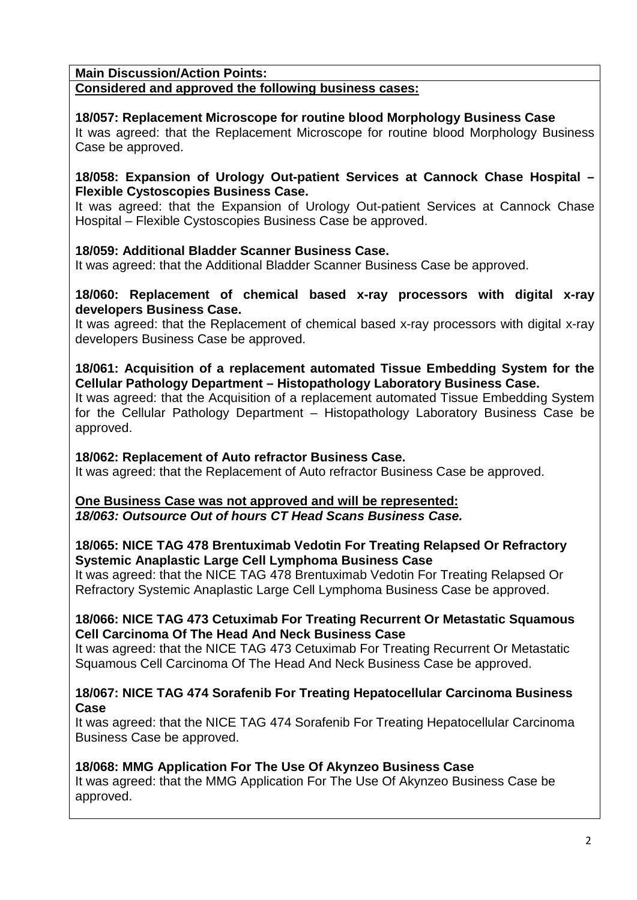**Main Discussion/Action Points:**

**Considered and approved the following business cases:**

**18/057: Replacement Microscope for routine blood Morphology Business Case**

It was agreed: that the Replacement Microscope for routine blood Morphology Business Case be approved.

**18/058: Expansion of Urology Out-patient Services at Cannock Chase Hospital – Flexible Cystoscopies Business Case.**

It was agreed: that the Expansion of Urology Out-patient Services at Cannock Chase Hospital – Flexible Cystoscopies Business Case be approved.

**18/059: Additional Bladder Scanner Business Case.**

It was agreed: that the Additional Bladder Scanner Business Case be approved.

**18/060: Replacement of chemical based x-ray processors with digital x-ray developers Business Case.**

It was agreed: that the Replacement of chemical based x-ray processors with digital x-ray developers Business Case be approved.

**18/061: Acquisition of a replacement automated Tissue Embedding System for the Cellular Pathology Department – Histopathology Laboratory Business Case.**

It was agreed: that the Acquisition of a replacement automated Tissue Embedding System for the Cellular Pathology Department – Histopathology Laboratory Business Case be approved.

**18/062: Replacement of Auto refractor Business Case.**

It was agreed: that the Replacement of Auto refractor Business Case be approved.

**One Business Case was not approved and will be represented:**

***18/063: Outsource Out of hours CT Head Scans Business Case.***

**18/065: NICE TAG 478 Brentuximab Vedotin For Treating Relapsed Or Refractory Systemic Anaplastic Large Cell Lymphoma Business Case**

It was agreed: that the NICE TAG 478 Brentuximab Vedotin For Treating Relapsed Or Refractory Systemic Anaplastic Large Cell Lymphoma Business Case be approved.

**18/066: NICE TAG 473 Cetuximab For Treating Recurrent Or Metastatic Squamous Cell Carcinoma Of The Head And Neck Business Case**

It was agreed: that the NICE TAG 473 Cetuximab For Treating Recurrent Or Metastatic Squamous Cell Carcinoma Of The Head And Neck Business Case be approved.

**18/067: NICE TAG 474 Sorafenib For Treating Hepatocellular Carcinoma Business Case**

It was agreed: that the NICE TAG 474 Sorafenib For Treating Hepatocellular Carcinoma Business Case be approved.

**18/068: MMG Application For The Use Of Akynzeo Business Case**

It was agreed: that the MMG Application For The Use Of Akynzeo Business Case be approved.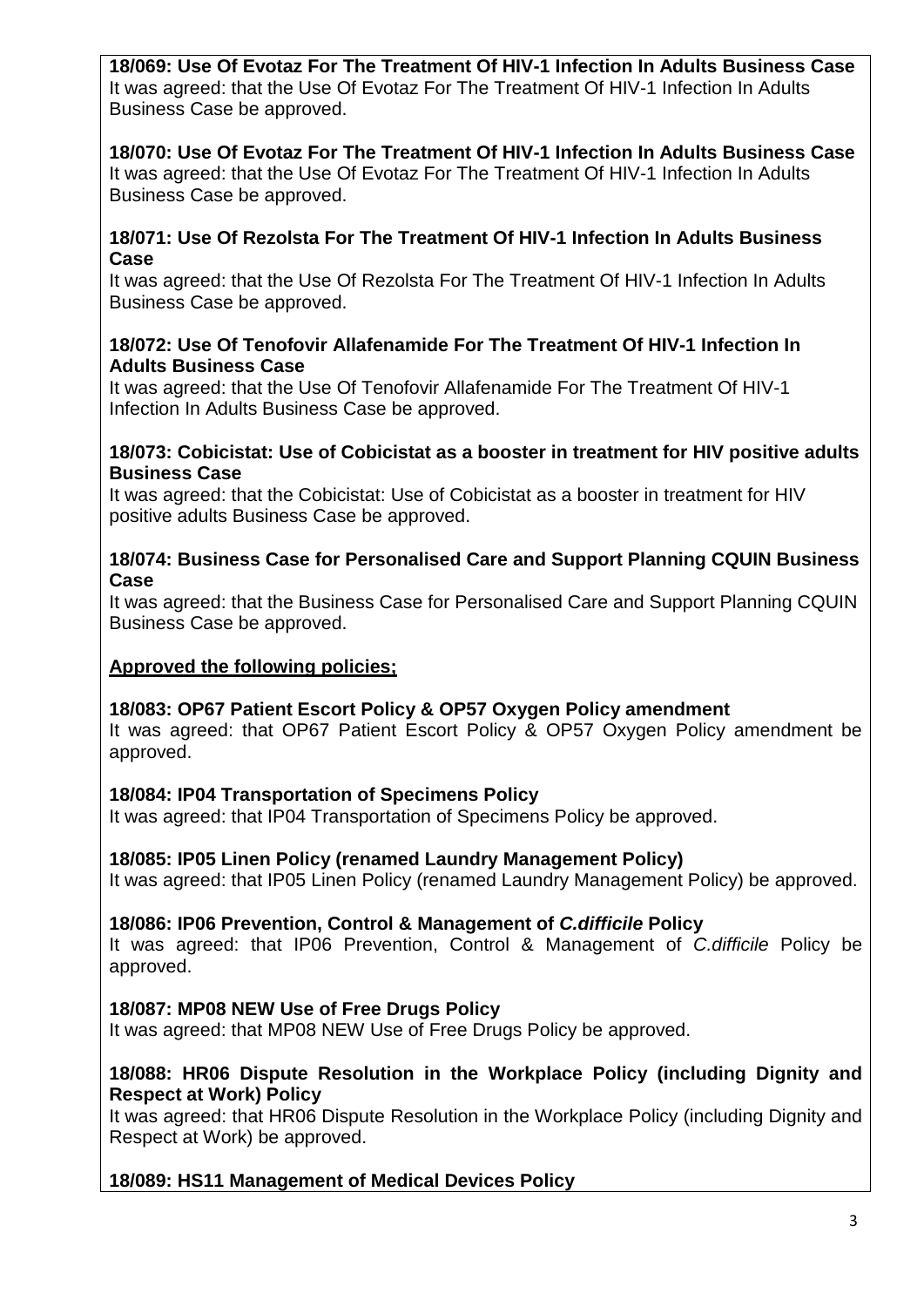**18/069: Use Of Evotaz For The Treatment Of HIV-1 Infection In Adults Business Case**
It was agreed: that the Use Of Evotaz For The Treatment Of HIV-1 Infection In Adults Business Case be approved.

**18/070: Use Of Evotaz For The Treatment Of HIV-1 Infection In Adults Business Case**
It was agreed: that the Use Of Evotaz For The Treatment Of HIV-1 Infection In Adults Business Case be approved.

**18/071: Use Of Rezolsta For The Treatment Of HIV-1 Infection In Adults Business Case**
It was agreed: that the Use Of Rezolsta For The Treatment Of HIV-1 Infection In Adults Business Case be approved.

**18/072: Use Of Tenofovir Allafenamide For The Treatment Of HIV-1 Infection In Adults Business Case**
It was agreed: that the Use Of Tenofovir Allafenamide For The Treatment Of HIV-1 Infection In Adults Business Case be approved.

**18/073: Cobicistat: Use of Cobicistat as a booster in treatment for HIV positive adults Business Case**
It was agreed: that the Cobicistat: Use of Cobicistat as a booster in treatment for HIV positive adults Business Case be approved.

**18/074: Business Case for Personalised Care and Support Planning CQUIN Business Case**
It was agreed: that the Business Case for Personalised Care and Support Planning CQUIN Business Case be approved.

**Approved the following policies;**

**18/083: OP67 Patient Escort Policy & OP57 Oxygen Policy amendment**
It was agreed: that OP67 Patient Escort Policy & OP57 Oxygen Policy amendment be approved.

**18/084: IP04 Transportation of Specimens Policy**
It was agreed: that IP04 Transportation of Specimens Policy be approved.

**18/085: IP05 Linen Policy (renamed Laundry Management Policy)**
It was agreed: that IP05 Linen Policy (renamed Laundry Management Policy) be approved.

**18/086: IP06 Prevention, Control & Management of *C.difficile* Policy**
It was agreed: that IP06 Prevention, Control & Management of *C.difficile* Policy be approved.

**18/087: MP08 NEW Use of Free Drugs Policy**
It was agreed: that MP08 NEW Use of Free Drugs Policy be approved.

**18/088: HR06 Dispute Resolution in the Workplace Policy (including Dignity and Respect at Work) Policy**
It was agreed: that HR06 Dispute Resolution in the Workplace Policy (including Dignity and Respect at Work) be approved.

**18/089: HS11 Management of Medical Devices Policy**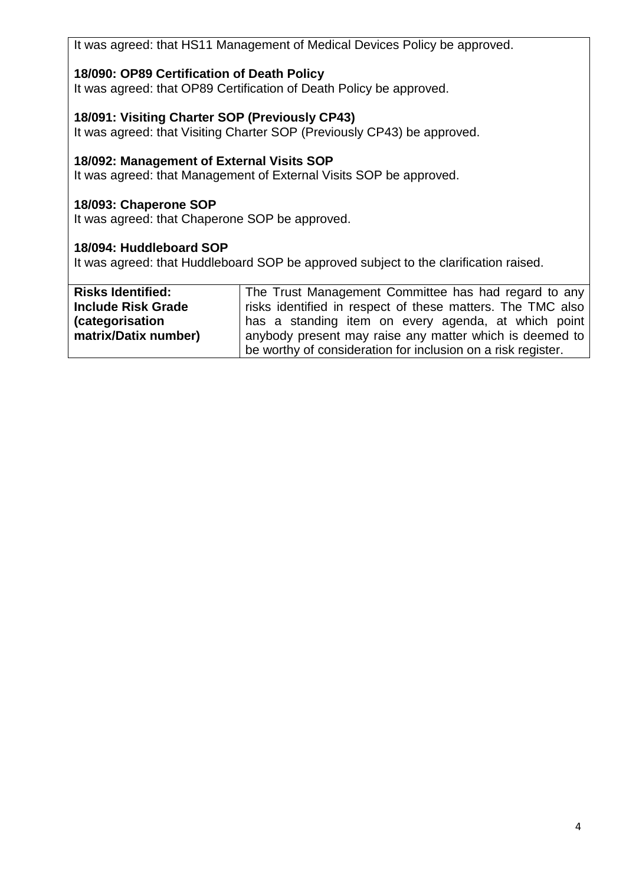It was agreed: that HS11 Management of Medical Devices Policy be approved.

**18/090: OP89 Certification of Death Policy**
It was agreed: that OP89 Certification of Death Policy be approved.

**18/091: Visiting Charter SOP (Previously CP43)**
It was agreed: that Visiting Charter SOP (Previously CP43) be approved.

**18/092: Management of External Visits SOP**
It was agreed: that Management of External Visits SOP be approved.

**18/093: Chaperone SOP**
It was agreed: that Chaperone SOP be approved.

**18/094: Huddleboard SOP**
It was agreed: that Huddleboard SOP be approved subject to the clarification raised.

| **Risks Identified: Include Risk Grade (categorisation matrix/Datix number)** | The Trust Management Committee has had regard to any risks identified in respect of these matters. The TMC also has a standing item on every agenda, at which point anybody present may raise any matter which is deemed to be worthy of consideration for inclusion on a risk register. |
|---|---|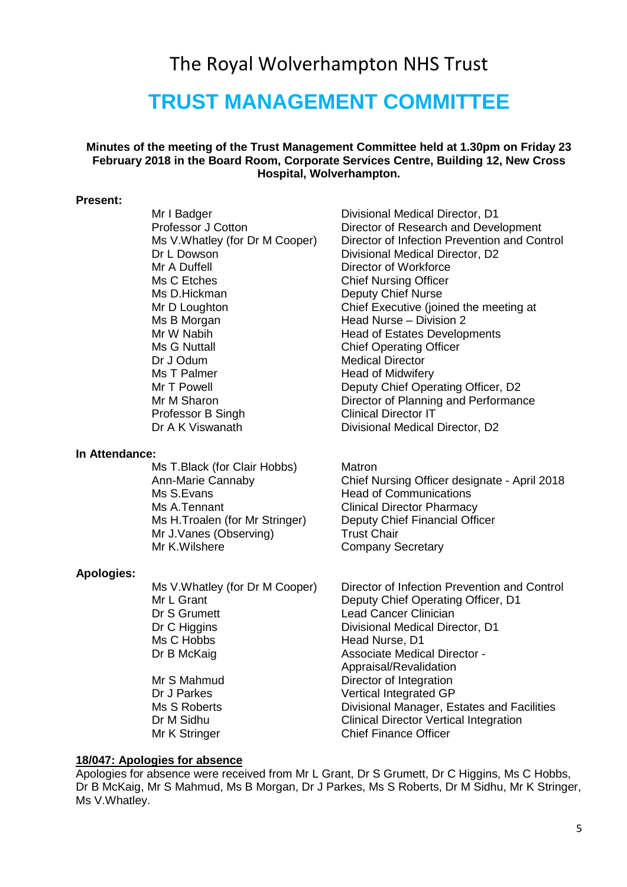# The Royal Wolverhampton NHS Trust

# TRUST MANAGEMENT COMMITTEE

**Minutes of the meeting of the Trust Management Committee held at 1.30pm on Friday 23 February 2018 in the Board Room, Corporate Services Centre, Building 12, New Cross Hospital, Wolverhampton.**

**Present:**

| | |
|---|---|
| Mr I Badger | Divisional Medical Director, D1 |
| Professor J Cotton | Director of Research and Development |
| Ms V.Whatley (for Dr M Cooper) | Director of Infection Prevention and Control |
| Dr L Dowson | Divisional Medical Director, D2 |
| Mr A Duffell | Director of Workforce |
| Ms C Etches | Chief Nursing Officer |
| Ms D.Hickman | Deputy Chief Nurse |
| Mr D Loughton | Chief Executive (joined the meeting at |
| Ms B Morgan | Head Nurse – Division 2 |
| Mr W Nabih | Head of Estates Developments |
| Ms G Nuttall | Chief Operating Officer |
| Dr J Odum | Medical Director |
| Ms T Palmer | Head of Midwifery |
| Mr T Powell | Deputy Chief Operating Officer, D2 |
| Mr M Sharon | Director of Planning and Performance |
| Professor B Singh | Clinical Director IT |
| Dr A K Viswanath | Divisional Medical Director, D2 |

**In Attendance:**

| | |
|---|---|
| Ms T.Black (for Clair Hobbs) | Matron |
| Ann-Marie Cannaby | Chief Nursing Officer designate - April 2018 |
| Ms S.Evans | Head of Communications |
| Ms A.Tennant | Clinical Director Pharmacy |
| Ms H.Troalen (for Mr Stringer) | Deputy Chief Financial Officer |
| Mr J.Vanes (Observing) | Trust Chair |
| Mr K.Wilshere | Company Secretary |

**Apologies:**

| | |
|---|---|
| Ms V.Whatley (for Dr M Cooper) | Director of Infection Prevention and Control |
| Mr L Grant | Deputy Chief Operating Officer, D1 |
| Dr S Grumett | Lead Cancer Clinician |
| Dr C Higgins | Divisional Medical Director, D1 |
| Ms C Hobbs | Head Nurse, D1 |
| Dr B McKaig | Associate Medical Director - Appraisal/Revalidation |
| Mr S Mahmud | Director of Integration |
| Dr J Parkes | Vertical Integrated GP |
| Ms S Roberts | Divisional Manager, Estates and Facilities |
| Dr M Sidhu | Clinical Director Vertical Integration |
| Mr K Stringer | Chief Finance Officer |

**18/047: Apologies for absence**

Apologies for absence were received from Mr L Grant, Dr S Grumett, Dr C Higgins, Ms C Hobbs, Dr B McKaig, Mr S Mahmud, Ms B Morgan, Dr J Parkes, Ms S Roberts, Dr M Sidhu, Mr K Stringer, Ms V.Whatley.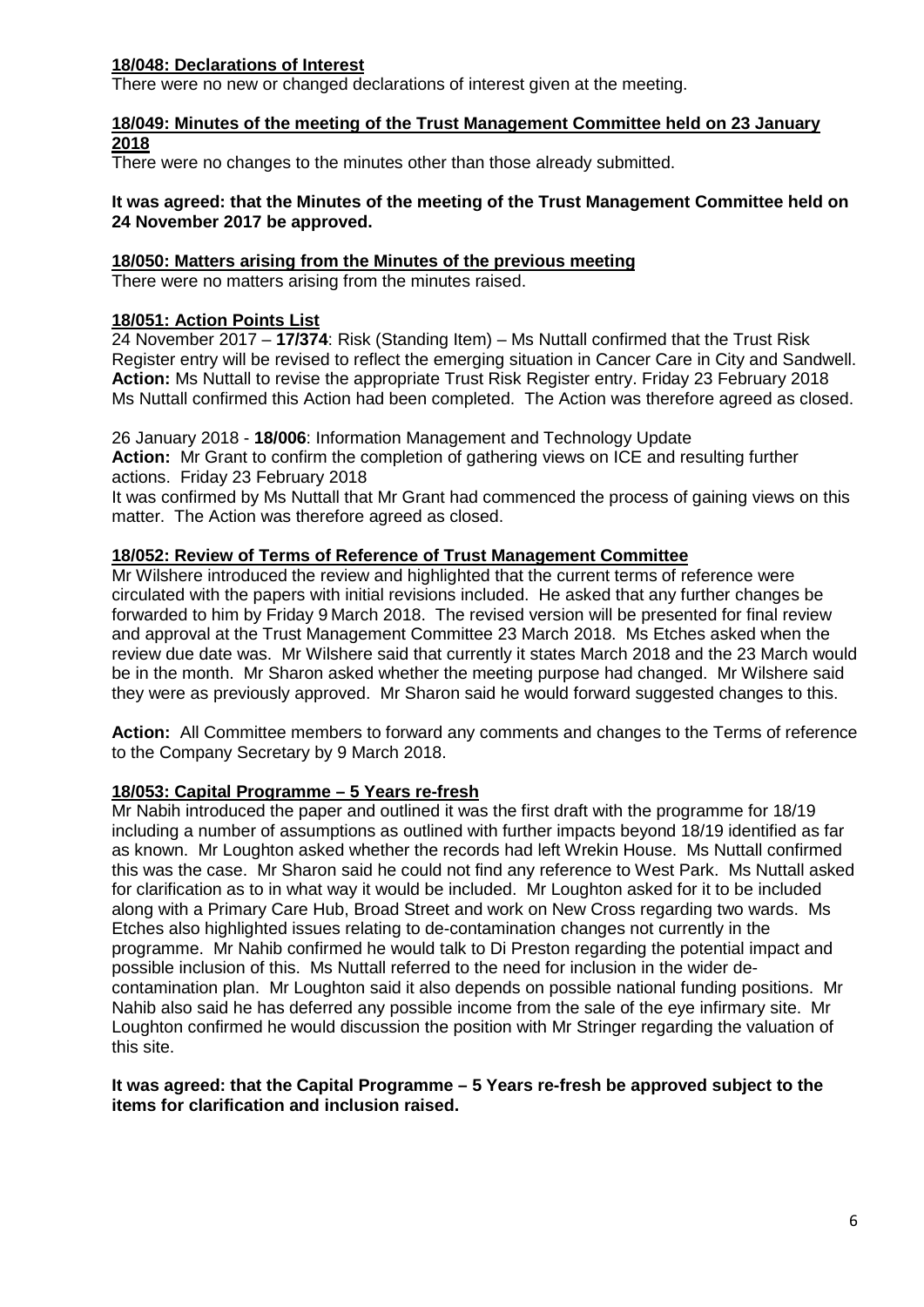**18/048: Declarations of Interest**

There were no new or changed declarations of interest given at the meeting.

**18/049: Minutes of the meeting of the Trust Management Committee held on 23 January 2018**

There were no changes to the minutes other than those already submitted.

**It was agreed: that the Minutes of the meeting of the Trust Management Committee held on 24 November 2017 be approved.**

**18/050: Matters arising from the Minutes of the previous meeting**

There were no matters arising from the minutes raised.

**18/051: Action Points List**

24 November 2017 – **17/374**: Risk (Standing Item) – Ms Nuttall confirmed that the Trust Risk Register entry will be revised to reflect the emerging situation in Cancer Care in City and Sandwell. **Action:** Ms Nuttall to revise the appropriate Trust Risk Register entry. Friday 23 February 2018 Ms Nuttall confirmed this Action had been completed. The Action was therefore agreed as closed.

26 January 2018 - **18/006**: Information Management and Technology Update

**Action:** Mr Grant to confirm the completion of gathering views on ICE and resulting further actions. Friday 23 February 2018

It was confirmed by Ms Nuttall that Mr Grant had commenced the process of gaining views on this matter. The Action was therefore agreed as closed.

**18/052: Review of Terms of Reference of Trust Management Committee**

Mr Wilshere introduced the review and highlighted that the current terms of reference were circulated with the papers with initial revisions included. He asked that any further changes be forwarded to him by Friday 9 March 2018. The revised version will be presented for final review and approval at the Trust Management Committee 23 March 2018. Ms Etches asked when the review due date was. Mr Wilshere said that currently it states March 2018 and the 23 March would be in the month. Mr Sharon asked whether the meeting purpose had changed. Mr Wilshere said they were as previously approved. Mr Sharon said he would forward suggested changes to this.

**Action:** All Committee members to forward any comments and changes to the Terms of reference to the Company Secretary by 9 March 2018.

**18/053: Capital Programme – 5 Years re-fresh**

Mr Nabih introduced the paper and outlined it was the first draft with the programme for 18/19 including a number of assumptions as outlined with further impacts beyond 18/19 identified as far as known. Mr Loughton asked whether the records had left Wrekin House. Ms Nuttall confirmed this was the case. Mr Sharon said he could not find any reference to West Park. Ms Nuttall asked for clarification as to in what way it would be included. Mr Loughton asked for it to be included along with a Primary Care Hub, Broad Street and work on New Cross regarding two wards. Ms Etches also highlighted issues relating to de-contamination changes not currently in the programme. Mr Nahib confirmed he would talk to Di Preston regarding the potential impact and possible inclusion of this. Ms Nuttall referred to the need for inclusion in the wider de-contamination plan. Mr Loughton said it also depends on possible national funding positions. Mr Nahib also said he has deferred any possible income from the sale of the eye infirmary site. Mr Loughton confirmed he would discussion the position with Mr Stringer regarding the valuation of this site.

**It was agreed: that the Capital Programme – 5 Years re-fresh be approved subject to the items for clarification and inclusion raised.**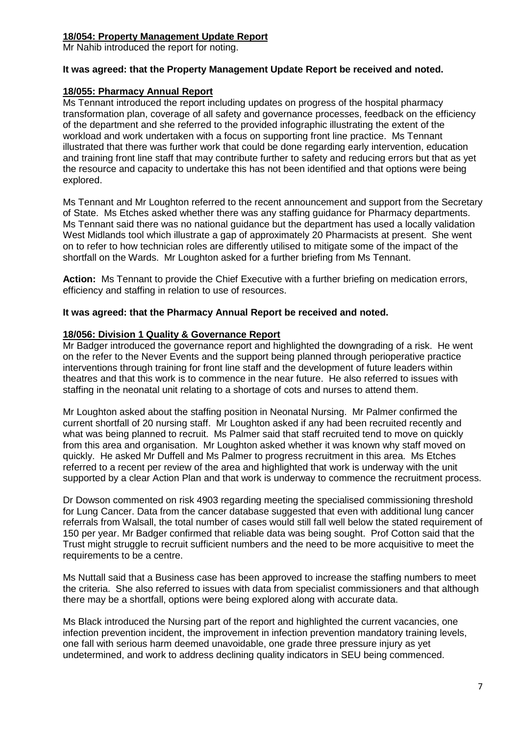**18/054: Property Management Update Report**

Mr Nahib introduced the report for noting.

**It was agreed: that the Property Management Update Report be received and noted.**

**18/055: Pharmacy Annual Report**

Ms Tennant introduced the report including updates on progress of the hospital pharmacy transformation plan, coverage of all safety and governance processes, feedback on the efficiency of the department and she referred to the provided infographic illustrating the extent of the workload and work undertaken with a focus on supporting front line practice. Ms Tennant illustrated that there was further work that could be done regarding early intervention, education and training front line staff that may contribute further to safety and reducing errors but that as yet the resource and capacity to undertake this has not been identified and that options were being explored.

Ms Tennant and Mr Loughton referred to the recent announcement and support from the Secretary of State. Ms Etches asked whether there was any staffing guidance for Pharmacy departments. Ms Tennant said there was no national guidance but the department has used a locally validation West Midlands tool which illustrate a gap of approximately 20 Pharmacists at present. She went on to refer to how technician roles are differently utilised to mitigate some of the impact of the shortfall on the Wards. Mr Loughton asked for a further briefing from Ms Tennant.

**Action:** Ms Tennant to provide the Chief Executive with a further briefing on medication errors, efficiency and staffing in relation to use of resources.

**It was agreed: that the Pharmacy Annual Report be received and noted.**

**18/056: Division 1 Quality & Governance Report**

Mr Badger introduced the governance report and highlighted the downgrading of a risk. He went on the refer to the Never Events and the support being planned through perioperative practice interventions through training for front line staff and the development of future leaders within theatres and that this work is to commence in the near future. He also referred to issues with staffing in the neonatal unit relating to a shortage of cots and nurses to attend them.

Mr Loughton asked about the staffing position in Neonatal Nursing. Mr Palmer confirmed the current shortfall of 20 nursing staff. Mr Loughton asked if any had been recruited recently and what was being planned to recruit. Ms Palmer said that staff recruited tend to move on quickly from this area and organisation. Mr Loughton asked whether it was known why staff moved on quickly. He asked Mr Duffell and Ms Palmer to progress recruitment in this area. Ms Etches referred to a recent per review of the area and highlighted that work is underway with the unit supported by a clear Action Plan and that work is underway to commence the recruitment process.

Dr Dowson commented on risk 4903 regarding meeting the specialised commissioning threshold for Lung Cancer. Data from the cancer database suggested that even with additional lung cancer referrals from Walsall, the total number of cases would still fall well below the stated requirement of 150 per year. Mr Badger confirmed that reliable data was being sought. Prof Cotton said that the Trust might struggle to recruit sufficient numbers and the need to be more acquisitive to meet the requirements to be a centre.

Ms Nuttall said that a Business case has been approved to increase the staffing numbers to meet the criteria. She also referred to issues with data from specialist commissioners and that although there may be a shortfall, options were being explored along with accurate data.

Ms Black introduced the Nursing part of the report and highlighted the current vacancies, one infection prevention incident, the improvement in infection prevention mandatory training levels, one fall with serious harm deemed unavoidable, one grade three pressure injury as yet undetermined, and work to address declining quality indicators in SEU being commenced.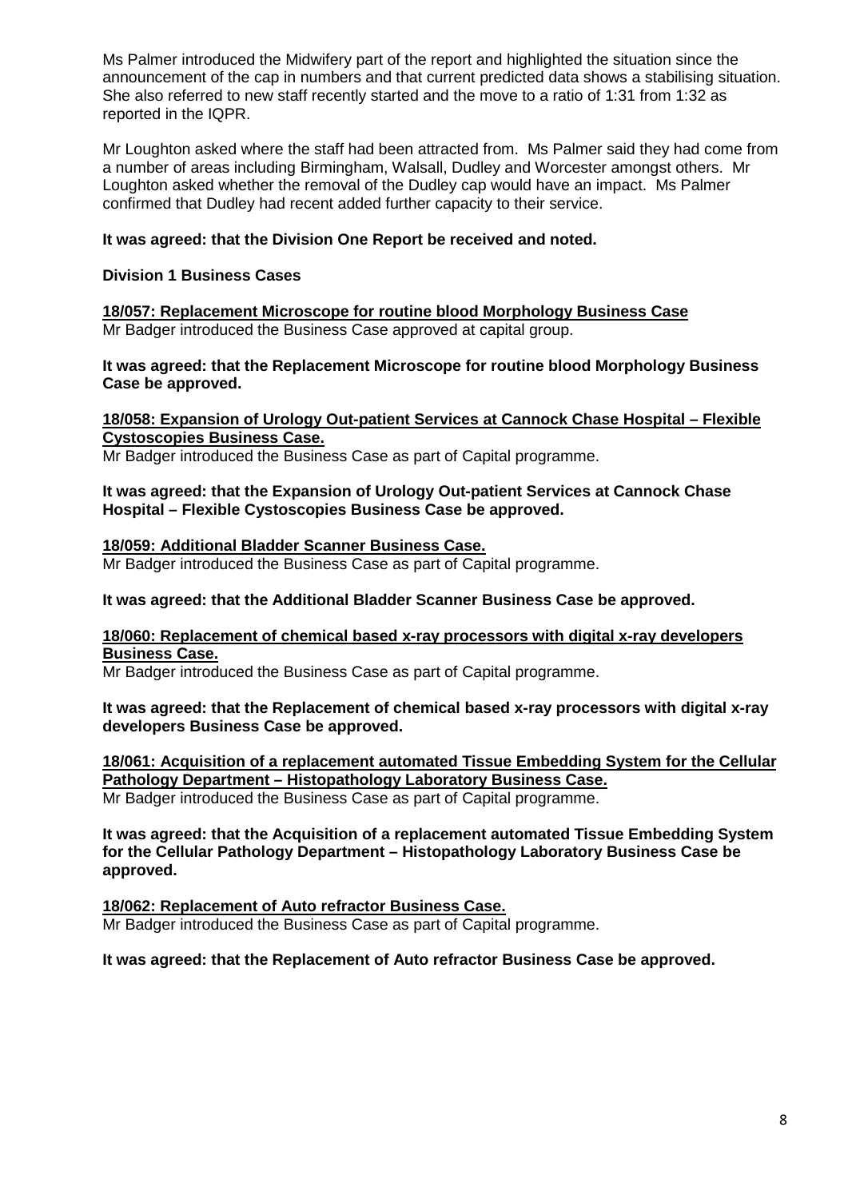Ms Palmer introduced the Midwifery part of the report and highlighted the situation since the announcement of the cap in numbers and that current predicted data shows a stabilising situation. She also referred to new staff recently started and the move to a ratio of 1:31 from 1:32 as reported in the IQPR.

Mr Loughton asked where the staff had been attracted from. Ms Palmer said they had come from a number of areas including Birmingham, Walsall, Dudley and Worcester amongst others. Mr Loughton asked whether the removal of the Dudley cap would have an impact. Ms Palmer confirmed that Dudley had recent added further capacity to their service.

**It was agreed: that the Division One Report be received and noted.**

**Division 1 Business Cases**

**<u>18/057: Replacement Microscope for routine blood Morphology Business Case</u>**
Mr Badger introduced the Business Case approved at capital group.

**It was agreed: that the Replacement Microscope for routine blood Morphology Business Case be approved.**

**<u>18/058: Expansion of Urology Out-patient Services at Cannock Chase Hospital – Flexible Cystoscopies Business Case.</u>**
Mr Badger introduced the Business Case as part of Capital programme.

**It was agreed: that the Expansion of Urology Out-patient Services at Cannock Chase Hospital – Flexible Cystoscopies Business Case be approved.**

**<u>18/059: Additional Bladder Scanner Business Case.</u>**
Mr Badger introduced the Business Case as part of Capital programme.

**It was agreed: that the Additional Bladder Scanner Business Case be approved.**

**<u>18/060: Replacement of chemical based x-ray processors with digital x-ray developers Business Case.</u>**
Mr Badger introduced the Business Case as part of Capital programme.

**It was agreed: that the Replacement of chemical based x-ray processors with digital x-ray developers Business Case be approved.**

**<u>18/061: Acquisition of a replacement automated Tissue Embedding System for the Cellular Pathology Department – Histopathology Laboratory Business Case.</u>**
Mr Badger introduced the Business Case as part of Capital programme.

**It was agreed: that the Acquisition of a replacement automated Tissue Embedding System for the Cellular Pathology Department – Histopathology Laboratory Business Case be approved.**

**<u>18/062: Replacement of Auto refractor Business Case.</u>**
Mr Badger introduced the Business Case as part of Capital programme.

**It was agreed: that the Replacement of Auto refractor Business Case be approved.**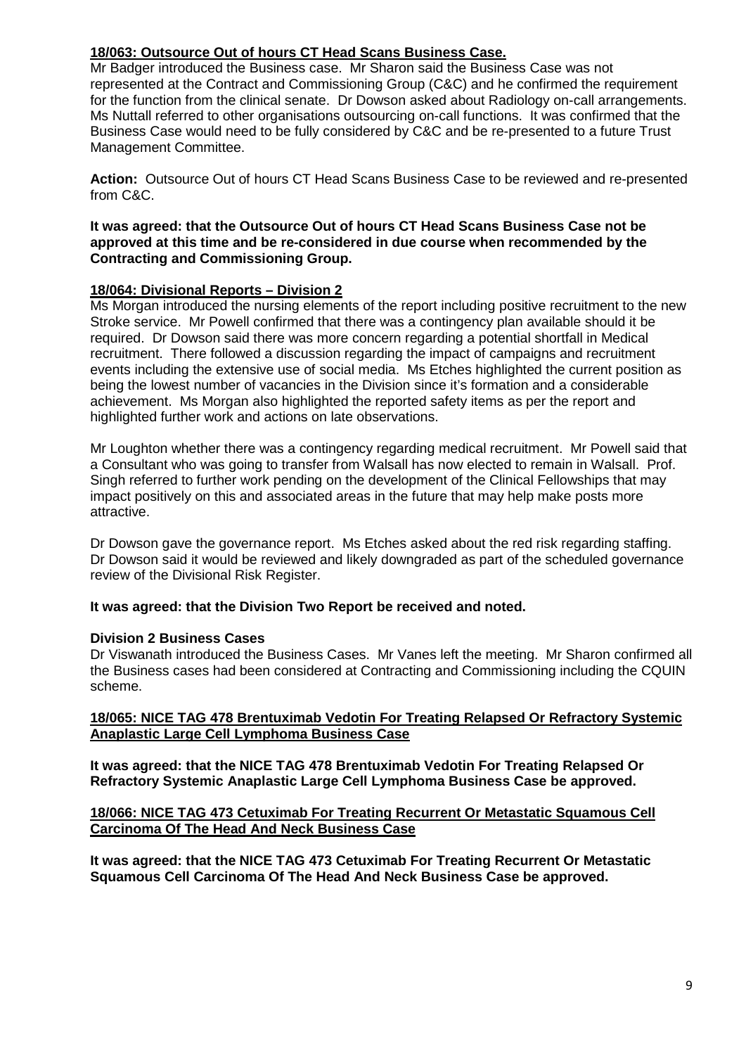**18/063: Outsource Out of hours CT Head Scans Business Case.**

Mr Badger introduced the Business case. Mr Sharon said the Business Case was not represented at the Contract and Commissioning Group (C&C) and he confirmed the requirement for the function from the clinical senate. Dr Dowson asked about Radiology on-call arrangements. Ms Nuttall referred to other organisations outsourcing on-call functions. It was confirmed that the Business Case would need to be fully considered by C&C and be re-presented to a future Trust Management Committee.

**Action:** Outsource Out of hours CT Head Scans Business Case to be reviewed and re-presented from C&C.

**It was agreed: that the Outsource Out of hours CT Head Scans Business Case not be approved at this time and be re-considered in due course when recommended by the Contracting and Commissioning Group.**

**18/064: Divisional Reports – Division 2**

Ms Morgan introduced the nursing elements of the report including positive recruitment to the new Stroke service. Mr Powell confirmed that there was a contingency plan available should it be required. Dr Dowson said there was more concern regarding a potential shortfall in Medical recruitment. There followed a discussion regarding the impact of campaigns and recruitment events including the extensive use of social media. Ms Etches highlighted the current position as being the lowest number of vacancies in the Division since it's formation and a considerable achievement. Ms Morgan also highlighted the reported safety items as per the report and highlighted further work and actions on late observations.

Mr Loughton whether there was a contingency regarding medical recruitment. Mr Powell said that a Consultant who was going to transfer from Walsall has now elected to remain in Walsall. Prof. Singh referred to further work pending on the development of the Clinical Fellowships that may impact positively on this and associated areas in the future that may help make posts more attractive.

Dr Dowson gave the governance report. Ms Etches asked about the red risk regarding staffing. Dr Dowson said it would be reviewed and likely downgraded as part of the scheduled governance review of the Divisional Risk Register.

**It was agreed: that the Division Two Report be received and noted.**

**Division 2 Business Cases**

Dr Viswanath introduced the Business Cases. Mr Vanes left the meeting. Mr Sharon confirmed all the Business cases had been considered at Contracting and Commissioning including the CQUIN scheme.

**18/065: NICE TAG 478 Brentuximab Vedotin For Treating Relapsed Or Refractory Systemic Anaplastic Large Cell Lymphoma Business Case**

**It was agreed: that the NICE TAG 478 Brentuximab Vedotin For Treating Relapsed Or Refractory Systemic Anaplastic Large Cell Lymphoma Business Case be approved.**

**18/066: NICE TAG 473 Cetuximab For Treating Recurrent Or Metastatic Squamous Cell Carcinoma Of The Head And Neck Business Case**

**It was agreed: that the NICE TAG 473 Cetuximab For Treating Recurrent Or Metastatic Squamous Cell Carcinoma Of The Head And Neck Business Case be approved.**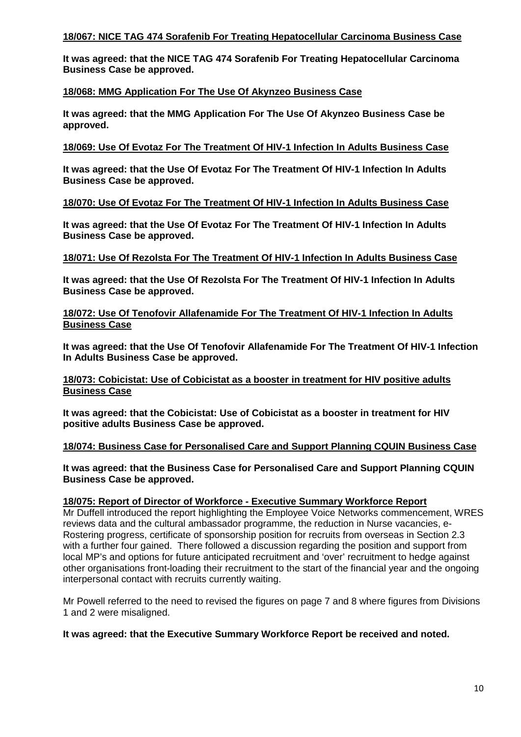**<u>18/067: NICE TAG 474 Sorafenib For Treating Hepatocellular Carcinoma Business Case</u>**

**It was agreed: that the NICE TAG 474 Sorafenib For Treating Hepatocellular Carcinoma Business Case be approved.**

**<u>18/068: MMG Application For The Use Of Akynzeo Business Case</u>**

**It was agreed: that the MMG Application For The Use Of Akynzeo Business Case be approved.**

**<u>18/069: Use Of Evotaz For The Treatment Of HIV-1 Infection In Adults Business Case</u>**

**It was agreed: that the Use Of Evotaz For The Treatment Of HIV-1 Infection In Adults Business Case be approved.**

**<u>18/070: Use Of Evotaz For The Treatment Of HIV-1 Infection In Adults Business Case</u>**

**It was agreed: that the Use Of Evotaz For The Treatment Of HIV-1 Infection In Adults Business Case be approved.**

**<u>18/071: Use Of Rezolsta For The Treatment Of HIV-1 Infection In Adults Business Case</u>**

**It was agreed: that the Use Of Rezolsta For The Treatment Of HIV-1 Infection In Adults Business Case be approved.**

**<u>18/072: Use Of Tenofovir Allafenamide For The Treatment Of HIV-1 Infection In Adults Business Case</u>**

**It was agreed: that the Use Of Tenofovir Allafenamide For The Treatment Of HIV-1 Infection In Adults Business Case be approved.**

**<u>18/073: Cobicistat: Use of Cobicistat as a booster in treatment for HIV positive adults Business Case</u>**

**It was agreed: that the Cobicistat: Use of Cobicistat as a booster in treatment for HIV positive adults Business Case be approved.**

**<u>18/074: Business Case for Personalised Care and Support Planning CQUIN Business Case</u>**

**It was agreed: that the Business Case for Personalised Care and Support Planning CQUIN Business Case be approved.**

**<u>18/075: Report of Director of Workforce - Executive Summary Workforce Report</u>**

Mr Duffell introduced the report highlighting the Employee Voice Networks commencement, WRES reviews data and the cultural ambassador programme, the reduction in Nurse vacancies, e-Rostering progress, certificate of sponsorship position for recruits from overseas in Section 2.3 with a further four gained. There followed a discussion regarding the position and support from local MP's and options for future anticipated recruitment and 'over' recruitment to hedge against other organisations front-loading their recruitment to the start of the financial year and the ongoing interpersonal contact with recruits currently waiting.

Mr Powell referred to the need to revised the figures on page 7 and 8 where figures from Divisions 1 and 2 were misaligned.

**It was agreed: that the Executive Summary Workforce Report be received and noted.**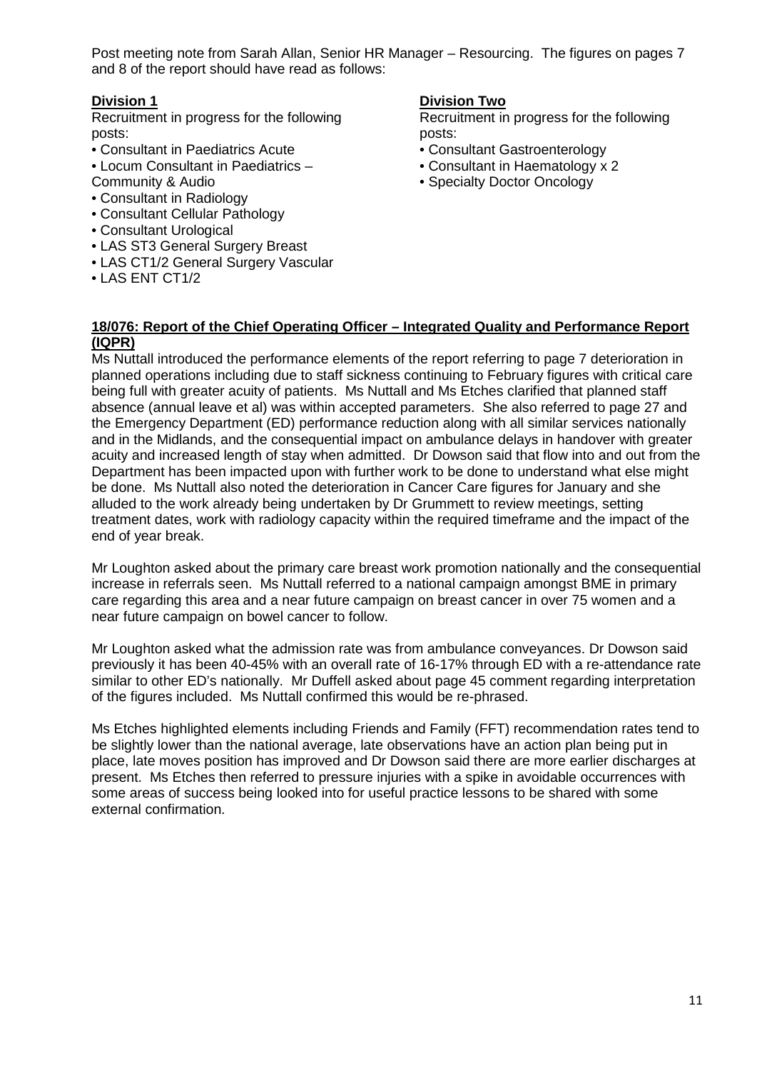Post meeting note from Sarah Allan, Senior HR Manager – Resourcing. The figures on pages 7 and 8 of the report should have read as follows:

**Division 1**

Recruitment in progress for the following posts:

- Consultant in Paediatrics Acute
- Locum Consultant in Paediatrics – Community & Audio
- Consultant in Radiology
- Consultant Cellular Pathology
- Consultant Urological
- LAS ST3 General Surgery Breast
- LAS CT1/2 General Surgery Vascular
- LAS ENT CT1/2

**Division Two**

Recruitment in progress for the following posts:

- Consultant Gastroenterology
- Consultant in Haematology x 2
- Specialty Doctor Oncology

**18/076: Report of the Chief Operating Officer – Integrated Quality and Performance Report (IQPR)**

Ms Nuttall introduced the performance elements of the report referring to page 7 deterioration in planned operations including due to staff sickness continuing to February figures with critical care being full with greater acuity of patients. Ms Nuttall and Ms Etches clarified that planned staff absence (annual leave et al) was within accepted parameters. She also referred to page 27 and the Emergency Department (ED) performance reduction along with all similar services nationally and in the Midlands, and the consequential impact on ambulance delays in handover with greater acuity and increased length of stay when admitted. Dr Dowson said that flow into and out from the Department has been impacted upon with further work to be done to understand what else might be done. Ms Nuttall also noted the deterioration in Cancer Care figures for January and she alluded to the work already being undertaken by Dr Grummett to review meetings, setting treatment dates, work with radiology capacity within the required timeframe and the impact of the end of year break.

Mr Loughton asked about the primary care breast work promotion nationally and the consequential increase in referrals seen. Ms Nuttall referred to a national campaign amongst BME in primary care regarding this area and a near future campaign on breast cancer in over 75 women and a near future campaign on bowel cancer to follow.

Mr Loughton asked what the admission rate was from ambulance conveyances. Dr Dowson said previously it has been 40-45% with an overall rate of 16-17% through ED with a re-attendance rate similar to other ED's nationally. Mr Duffell asked about page 45 comment regarding interpretation of the figures included. Ms Nuttall confirmed this would be re-phrased.

Ms Etches highlighted elements including Friends and Family (FFT) recommendation rates tend to be slightly lower than the national average, late observations have an action plan being put in place, late moves position has improved and Dr Dowson said there are more earlier discharges at present. Ms Etches then referred to pressure injuries with a spike in avoidable occurrences with some areas of success being looked into for useful practice lessons to be shared with some external confirmation.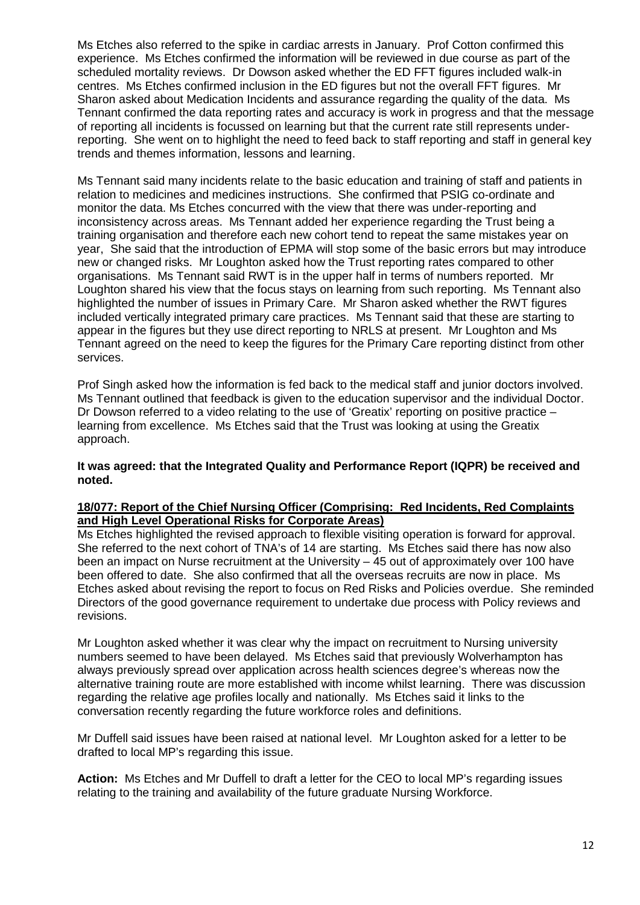Ms Etches also referred to the spike in cardiac arrests in January. Prof Cotton confirmed this experience. Ms Etches confirmed the information will be reviewed in due course as part of the scheduled mortality reviews. Dr Dowson asked whether the ED FFT figures included walk-in centres. Ms Etches confirmed inclusion in the ED figures but not the overall FFT figures. Mr Sharon asked about Medication Incidents and assurance regarding the quality of the data. Ms Tennant confirmed the data reporting rates and accuracy is work in progress and that the message of reporting all incidents is focussed on learning but that the current rate still represents under-reporting. She went on to highlight the need to feed back to staff reporting and staff in general key trends and themes information, lessons and learning.

Ms Tennant said many incidents relate to the basic education and training of staff and patients in relation to medicines and medicines instructions. She confirmed that PSIG co-ordinate and monitor the data. Ms Etches concurred with the view that there was under-reporting and inconsistency across areas. Ms Tennant added her experience regarding the Trust being a training organisation and therefore each new cohort tend to repeat the same mistakes year on year, She said that the introduction of EPMA will stop some of the basic errors but may introduce new or changed risks. Mr Loughton asked how the Trust reporting rates compared to other organisations. Ms Tennant said RWT is in the upper half in terms of numbers reported. Mr Loughton shared his view that the focus stays on learning from such reporting. Ms Tennant also highlighted the number of issues in Primary Care. Mr Sharon asked whether the RWT figures included vertically integrated primary care practices. Ms Tennant said that these are starting to appear in the figures but they use direct reporting to NRLS at present. Mr Loughton and Ms Tennant agreed on the need to keep the figures for the Primary Care reporting distinct from other services.

Prof Singh asked how the information is fed back to the medical staff and junior doctors involved. Ms Tennant outlined that feedback is given to the education supervisor and the individual Doctor. Dr Dowson referred to a video relating to the use of 'Greatix' reporting on positive practice – learning from excellence. Ms Etches said that the Trust was looking at using the Greatix approach.

**It was agreed: that the Integrated Quality and Performance Report (IQPR) be received and noted.**

**18/077: Report of the Chief Nursing Officer (Comprising: Red Incidents, Red Complaints and High Level Operational Risks for Corporate Areas)**

Ms Etches highlighted the revised approach to flexible visiting operation is forward for approval. She referred to the next cohort of TNA's of 14 are starting. Ms Etches said there has now also been an impact on Nurse recruitment at the University – 45 out of approximately over 100 have been offered to date. She also confirmed that all the overseas recruits are now in place. Ms Etches asked about revising the report to focus on Red Risks and Policies overdue. She reminded Directors of the good governance requirement to undertake due process with Policy reviews and revisions.

Mr Loughton asked whether it was clear why the impact on recruitment to Nursing university numbers seemed to have been delayed. Ms Etches said that previously Wolverhampton has always previously spread over application across health sciences degree's whereas now the alternative training route are more established with income whilst learning. There was discussion regarding the relative age profiles locally and nationally. Ms Etches said it links to the conversation recently regarding the future workforce roles and definitions.

Mr Duffell said issues have been raised at national level. Mr Loughton asked for a letter to be drafted to local MP's regarding this issue.

**Action:** Ms Etches and Mr Duffell to draft a letter for the CEO to local MP's regarding issues relating to the training and availability of the future graduate Nursing Workforce.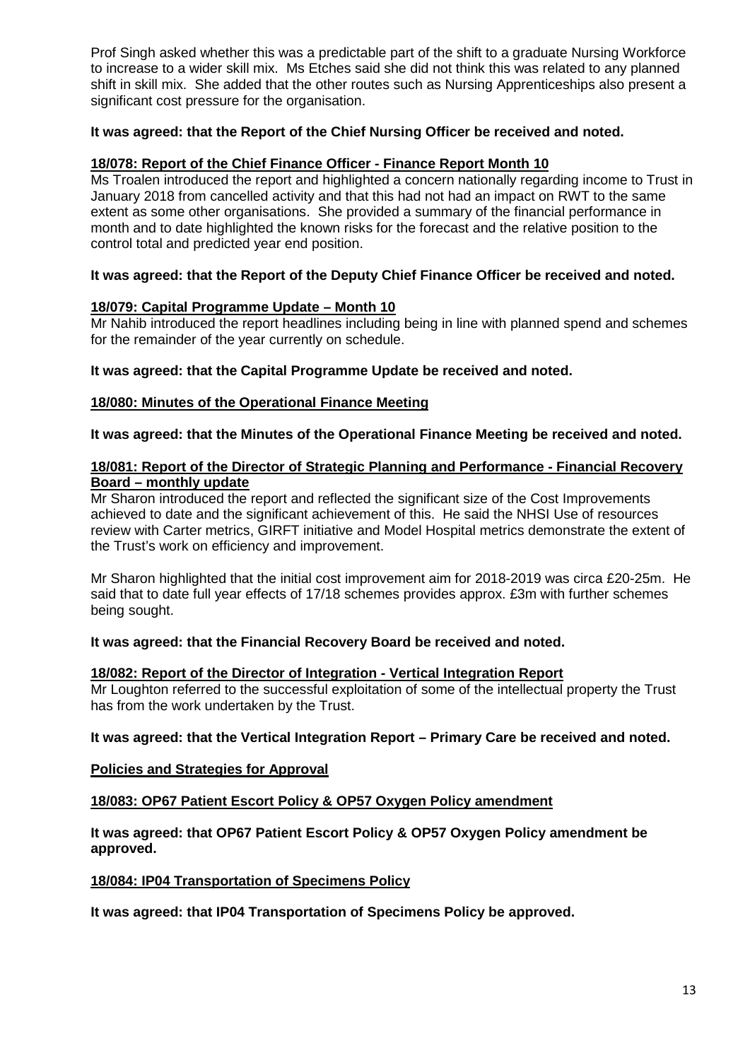Prof Singh asked whether this was a predictable part of the shift to a graduate Nursing Workforce to increase to a wider skill mix. Ms Etches said she did not think this was related to any planned shift in skill mix. She added that the other routes such as Nursing Apprenticeships also present a significant cost pressure for the organisation.

**It was agreed: that the Report of the Chief Nursing Officer be received and noted.**

**18/078: Report of the Chief Finance Officer - Finance Report Month 10**

Ms Troalen introduced the report and highlighted a concern nationally regarding income to Trust in January 2018 from cancelled activity and that this had not had an impact on RWT to the same extent as some other organisations. She provided a summary of the financial performance in month and to date highlighted the known risks for the forecast and the relative position to the control total and predicted year end position.

**It was agreed: that the Report of the Deputy Chief Finance Officer be received and noted.**

**18/079: Capital Programme Update – Month 10**

Mr Nahib introduced the report headlines including being in line with planned spend and schemes for the remainder of the year currently on schedule.

**It was agreed: that the Capital Programme Update be received and noted.**

**18/080: Minutes of the Operational Finance Meeting**

**It was agreed: that the Minutes of the Operational Finance Meeting be received and noted.**

**18/081: Report of the Director of Strategic Planning and Performance - Financial Recovery Board – monthly update**

Mr Sharon introduced the report and reflected the significant size of the Cost Improvements achieved to date and the significant achievement of this. He said the NHSI Use of resources review with Carter metrics, GIRFT initiative and Model Hospital metrics demonstrate the extent of the Trust's work on efficiency and improvement.

Mr Sharon highlighted that the initial cost improvement aim for 2018-2019 was circa £20-25m. He said that to date full year effects of 17/18 schemes provides approx. £3m with further schemes being sought.

**It was agreed: that the Financial Recovery Board be received and noted.**

**18/082: Report of the Director of Integration - Vertical Integration Report**

Mr Loughton referred to the successful exploitation of some of the intellectual property the Trust has from the work undertaken by the Trust.

**It was agreed: that the Vertical Integration Report – Primary Care be received and noted.**

**Policies and Strategies for Approval**

**18/083: OP67 Patient Escort Policy & OP57 Oxygen Policy amendment**

**It was agreed: that OP67 Patient Escort Policy & OP57 Oxygen Policy amendment be approved.**

**18/084: IP04 Transportation of Specimens Policy**

**It was agreed: that IP04 Transportation of Specimens Policy be approved.**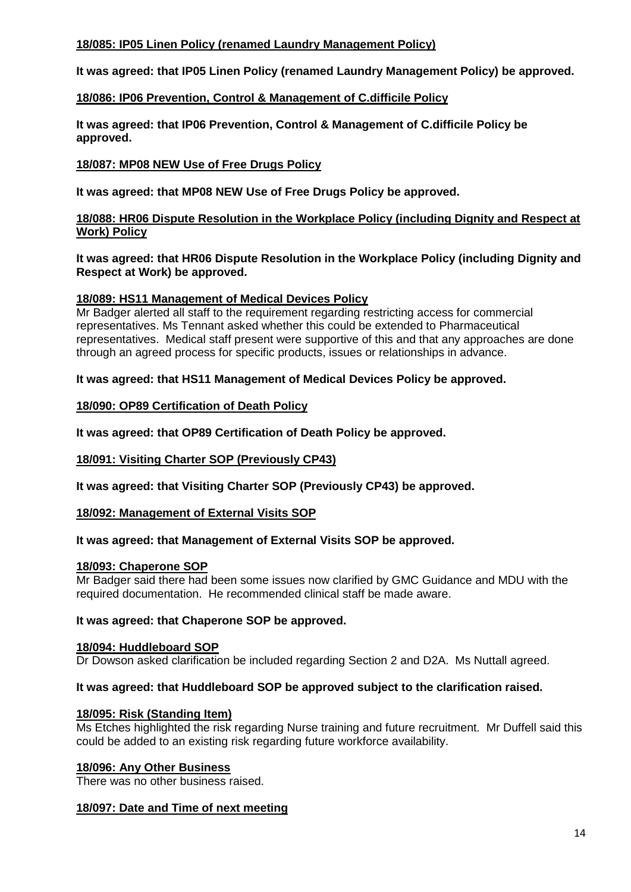**18/085: IP05 Linen Policy (renamed Laundry Management Policy)**

**It was agreed: that IP05 Linen Policy (renamed Laundry Management Policy) be approved.**

**18/086: IP06 Prevention, Control & Management of C.difficile Policy**

**It was agreed: that IP06 Prevention, Control & Management of C.difficile Policy be approved.**

**18/087: MP08 NEW Use of Free Drugs Policy**

**It was agreed: that MP08 NEW Use of Free Drugs Policy be approved.**

**18/088: HR06 Dispute Resolution in the Workplace Policy (including Dignity and Respect at Work) Policy**

**It was agreed: that HR06 Dispute Resolution in the Workplace Policy (including Dignity and Respect at Work) be approved.**

**18/089: HS11 Management of Medical Devices Policy**

Mr Badger alerted all staff to the requirement regarding restricting access for commercial representatives. Ms Tennant asked whether this could be extended to Pharmaceutical representatives. Medical staff present were supportive of this and that any approaches are done through an agreed process for specific products, issues or relationships in advance.

**It was agreed: that HS11 Management of Medical Devices Policy be approved.**

**18/090: OP89 Certification of Death Policy**

**It was agreed: that OP89 Certification of Death Policy be approved.**

**18/091: Visiting Charter SOP (Previously CP43)**

**It was agreed: that Visiting Charter SOP (Previously CP43) be approved.**

**18/092: Management of External Visits SOP**

**It was agreed: that Management of External Visits SOP be approved.**

**18/093: Chaperone SOP**

Mr Badger said there had been some issues now clarified by GMC Guidance and MDU with the required documentation. He recommended clinical staff be made aware.

**It was agreed: that Chaperone SOP be approved.**

**18/094: Huddleboard SOP**

Dr Dowson asked clarification be included regarding Section 2 and D2A. Ms Nuttall agreed.

**It was agreed: that Huddleboard SOP be approved subject to the clarification raised.**

**18/095: Risk (Standing Item)**

Ms Etches highlighted the risk regarding Nurse training and future recruitment. Mr Duffell said this could be added to an existing risk regarding future workforce availability.

**18/096: Any Other Business**

There was no other business raised.

**18/097: Date and Time of next meeting**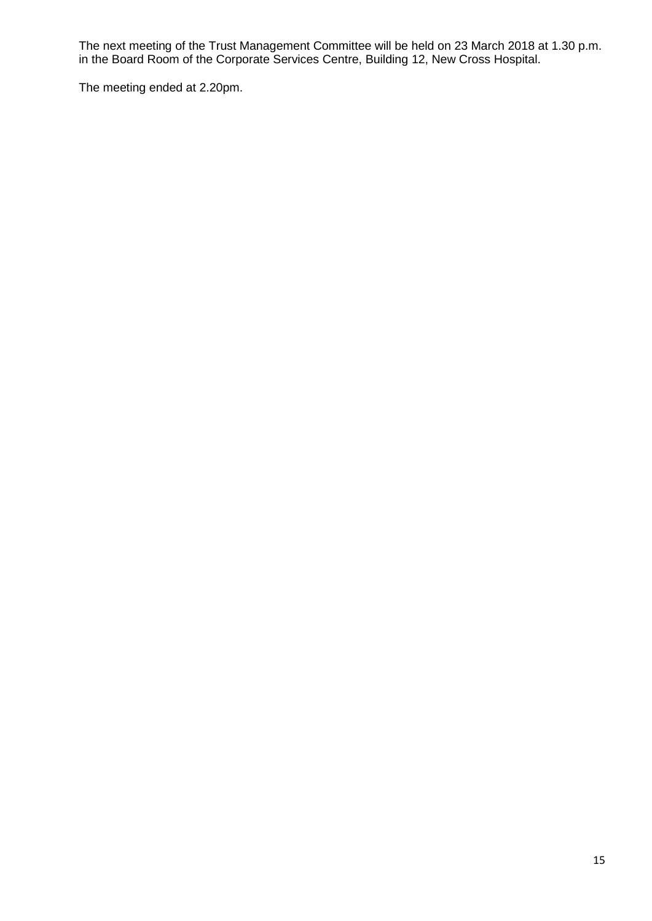The next meeting of the Trust Management Committee will be held on 23 March 2018 at 1.30 p.m. in the Board Room of the Corporate Services Centre, Building 12, New Cross Hospital.

The meeting ended at 2.20pm.